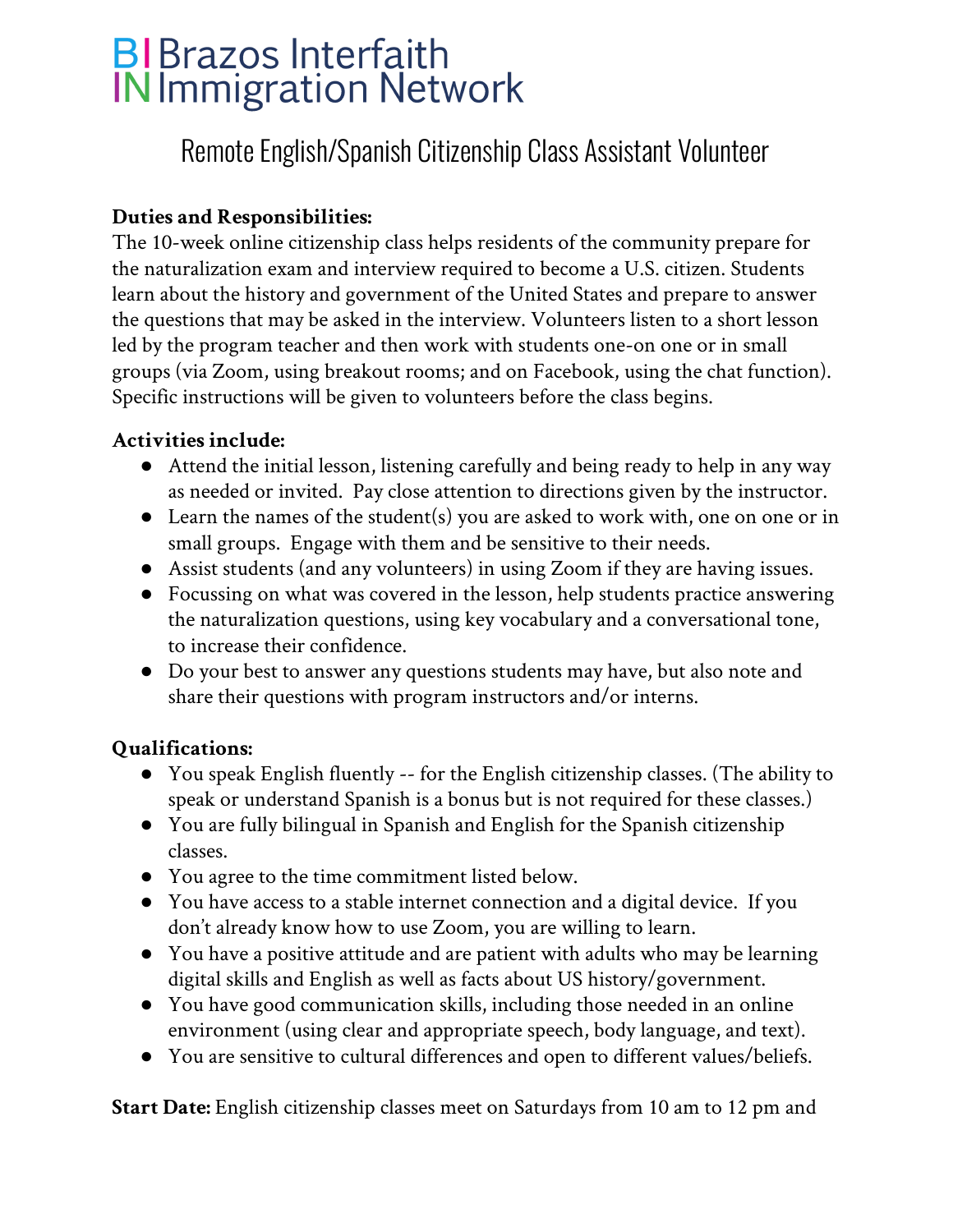# Brazos Interfaith Immigration Network

## Remote English/Spanish Citizenship Class Assistant Volunteer

**Duties and Responsibilities:**

The 10-week online citizenship class helps residents of the community prepare for the naturalization exam and interview required to become a U.S. citizen. Students learn about the history and government of the United States and prepare to answer the questions that may be asked in the interview. Volunteers listen to a short lesson led by the program teacher and then work with students one-on one or in small groups (via Zoom, using breakout rooms; and on Facebook, using the chat function). Specific instructions will be given to volunteers before the class begins.

**Activities include:**

- Attend the initial lesson, listening carefully and being ready to help in any way as needed or invited. Pay close attention to directions given by the instructor.
- Learn the names of the student(s) you are asked to work with, one on one or in small groups. Engage with them and be sensitive to their needs.
- Assist students (and any volunteers) in using Zoom if they are having issues.
- Focussing on what was covered in the lesson, help students practice answering the naturalization questions, using key vocabulary and a conversational tone, to increase their confidence.
- Do your best to answer any questions students may have, but also note and share their questions with program instructors and/or interns.

**Qualifications:**

- You speak English fluently -- for the English citizenship classes. (The ability to speak or understand Spanish is a bonus but is not required for these classes.)
- You are fully bilingual in Spanish and English for the Spanish citizenship classes.
- You agree to the time commitment listed below.
- You have access to a stable internet connection and a digital device. If you don't already know how to use Zoom, you are willing to learn.
- You have a positive attitude and are patient with adults who may be learning digital skills and English as well as facts about US history/government.
- You have good communication skills, including those needed in an online environment (using clear and appropriate speech, body language, and text).
- You are sensitive to cultural differences and open to different values/beliefs.

**Start Date:** English citizenship classes meet on Saturdays from 10 am to 12 pm and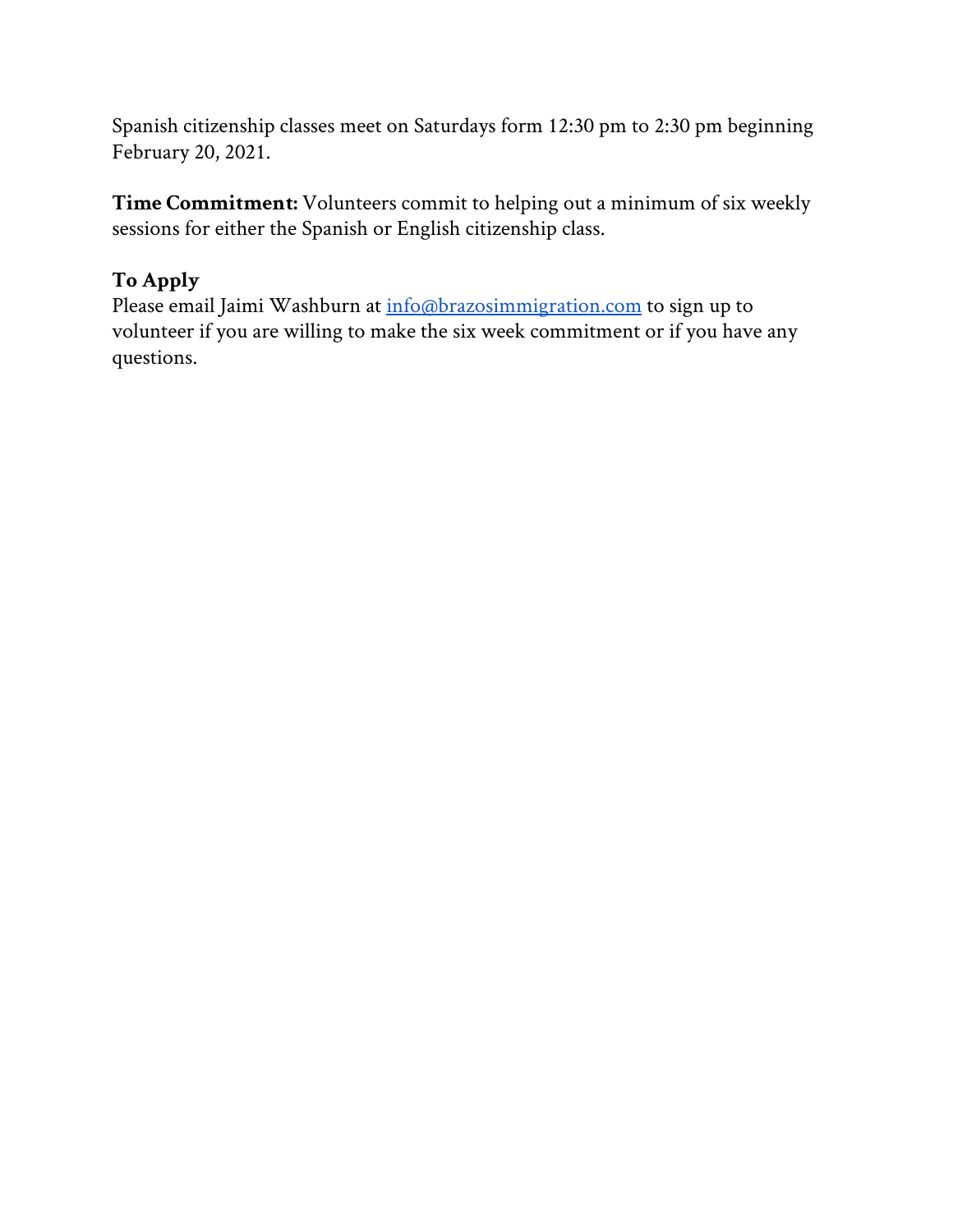Spanish citizenship classes meet on Saturdays form 12:30 pm to 2:30 pm beginning February 20, 2021.

**Time Commitment:** Volunteers commit to helping out a minimum of six weekly sessions for either the Spanish or English citizenship class.

**To Apply**

Please email Jaimi Washburn at info@brazosimmigration.com to sign up to volunteer if you are willing to make the six week commitment or if you have any questions.